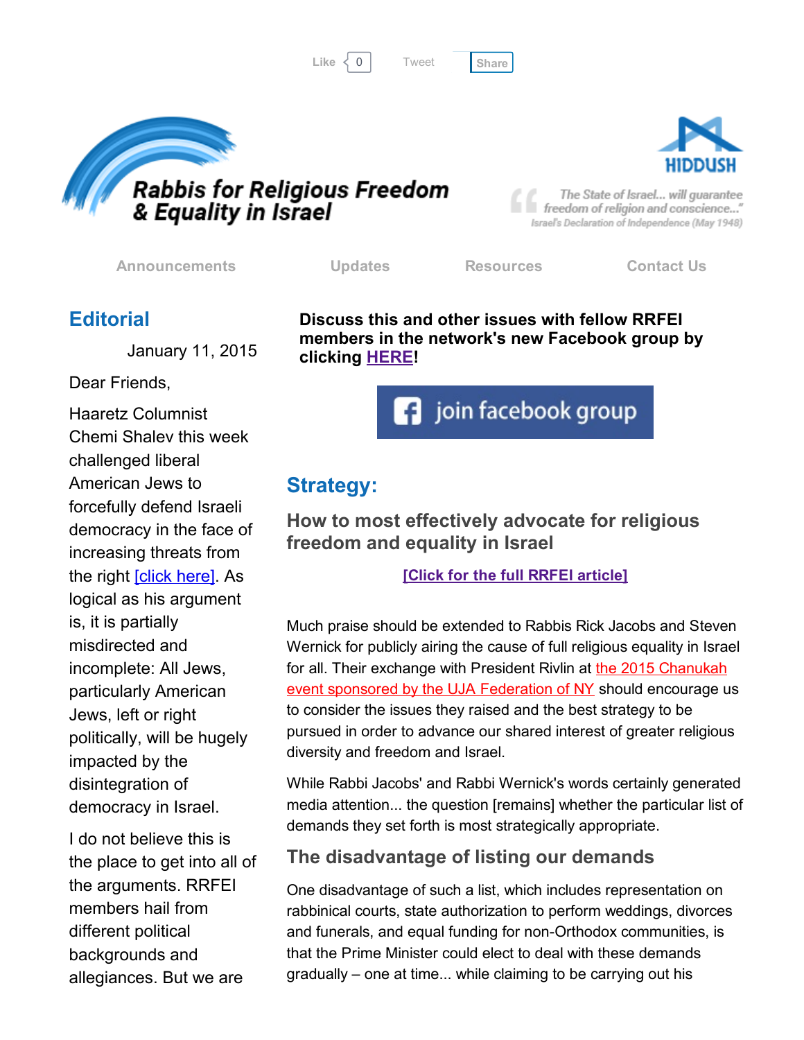Like 0 Tweet Share

# Rabbis for Religious Freedom & Equality in Israel

HIDDUSH

"The State of Israel... will guarantee freedom of religion and conscience..."
Israel's Declaration of Independence (May 1948)

Announcements | Updates | Resources | Contact Us

## Editorial

January 11, 2015

Dear Friends,

Haaretz Columnist Chemi Shalev this week challenged liberal American Jews to forcefully defend Israeli democracy in the face of increasing threats from the right [click here]. As logical as his argument is, it is partially misdirected and incomplete: All Jews, particularly American Jews, left or right politically, will be hugely impacted by the disintegration of democracy in Israel.

I do not believe this is the place to get into all of the arguments. RRFEI members hail from different political backgrounds and allegiances. But we are

**Discuss this and other issues with fellow RRFEI members in the network's new Facebook group by clicking HERE!**

join facebook group

## Strategy:

### How to most effectively advocate for religious freedom and equality in Israel

**[Click for the full RRFEI article]**

Much praise should be extended to Rabbis Rick Jacobs and Steven Wernick for publicly airing the cause of full religious equality in Israel for all. Their exchange with President Rivlin at the 2015 Chanukah event sponsored by the UJA Federation of NY should encourage us to consider the issues they raised and the best strategy to be pursued in order to advance our shared interest of greater religious diversity and freedom and Israel.

While Rabbi Jacobs' and Rabbi Wernick's words certainly generated media attention... the question [remains] whether the particular list of demands they set forth is most strategically appropriate.

### The disadvantage of listing our demands

One disadvantage of such a list, which includes representation on rabbinical courts, state authorization to perform weddings, divorces and funerals, and equal funding for non-Orthodox communities, is that the Prime Minister could elect to deal with these demands gradually – one at time... while claiming to be carrying out his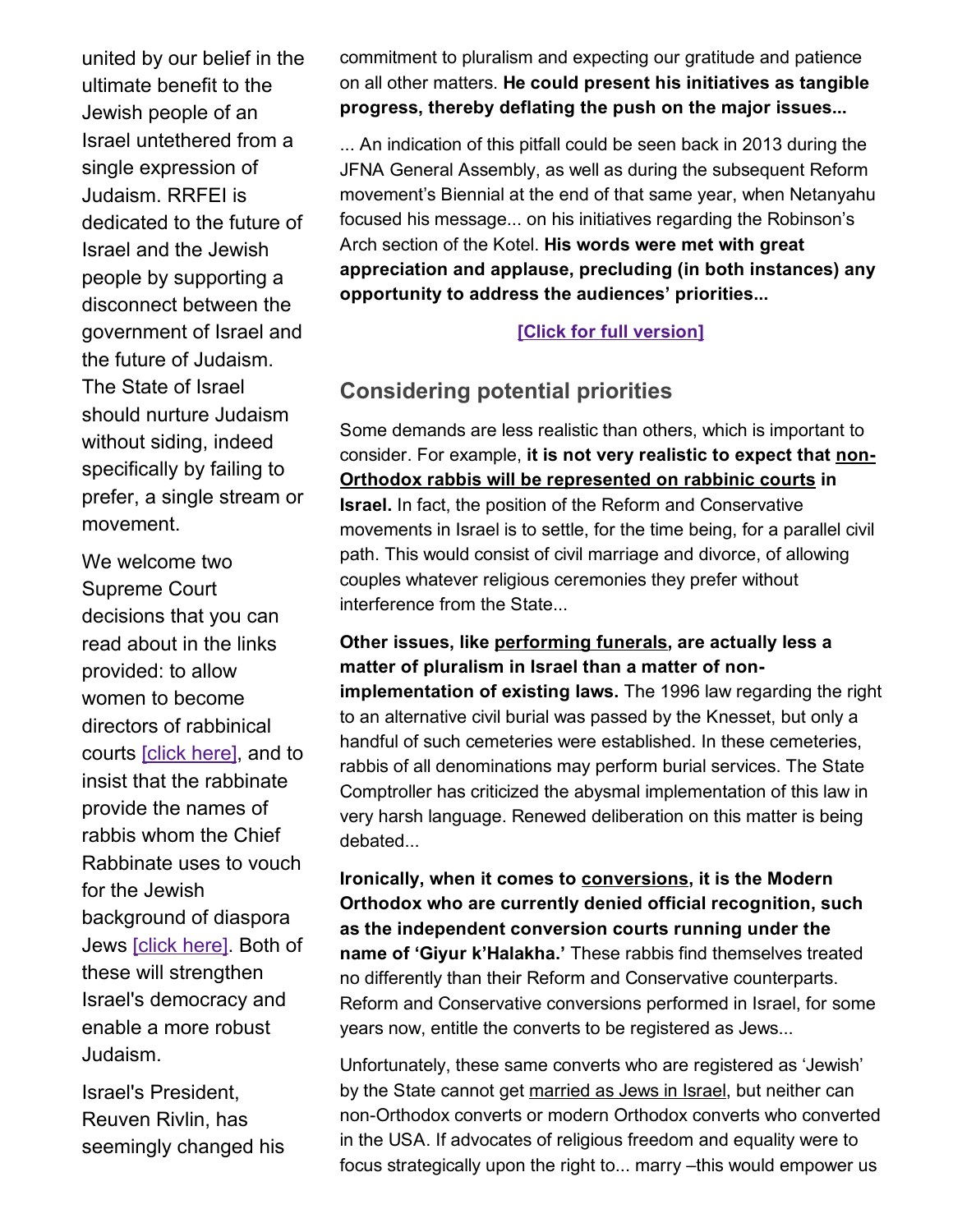united by our belief in the ultimate benefit to the Jewish people of an Israel untethered from a single expression of Judaism. RRFEI is dedicated to the future of Israel and the Jewish people by supporting a disconnect between the government of Israel and the future of Judaism. The State of Israel should nurture Judaism without siding, indeed specifically by failing to prefer, a single stream or movement.

We welcome two Supreme Court decisions that you can read about in the links provided: to allow women to become directors of rabbinical courts [click here], and to insist that the rabbinate provide the names of rabbis whom the Chief Rabbinate uses to vouch for the Jewish background of diaspora Jews [click here]. Both of these will strengthen Israel's democracy and enable a more robust Judaism.

Israel's President, Reuven Rivlin, has seemingly changed his

commitment to pluralism and expecting our gratitude and patience on all other matters. **He could present his initiatives as tangible progress, thereby deflating the push on the major issues...**

... An indication of this pitfall could be seen back in 2013 during the JFNA General Assembly, as well as during the subsequent Reform movement's Biennial at the end of that same year, when Netanyahu focused his message... on his initiatives regarding the Robinson's Arch section of the Kotel. **His words were met with great appreciation and applause, precluding (in both instances) any opportunity to address the audiences' priorities...**

**[Click for full version]**

## Considering potential priorities

Some demands are less realistic than others, which is important to consider. For example, **it is not very realistic to expect that non-Orthodox rabbis will be represented on rabbinic courts in Israel.** In fact, the position of the Reform and Conservative movements in Israel is to settle, for the time being, for a parallel civil path. This would consist of civil marriage and divorce, of allowing couples whatever religious ceremonies they prefer without interference from the State...

**Other issues, like performing funerals, are actually less a matter of pluralism in Israel than a matter of non-implementation of existing laws.** The 1996 law regarding the right to an alternative civil burial was passed by the Knesset, but only a handful of such cemeteries were established. In these cemeteries, rabbis of all denominations may perform burial services. The State Comptroller has criticized the abysmal implementation of this law in very harsh language. Renewed deliberation on this matter is being debated...

**Ironically, when it comes to conversions, it is the Modern Orthodox who are currently denied official recognition, such as the independent conversion courts running under the name of 'Giyur k'Halakha.'** These rabbis find themselves treated no differently than their Reform and Conservative counterparts. Reform and Conservative conversions performed in Israel, for some years now, entitle the converts to be registered as Jews...

Unfortunately, these same converts who are registered as 'Jewish' by the State cannot get married as Jews in Israel, but neither can non-Orthodox converts or modern Orthodox converts who converted in the USA. If advocates of religious freedom and equality were to focus strategically upon the right to... marry –this would empower us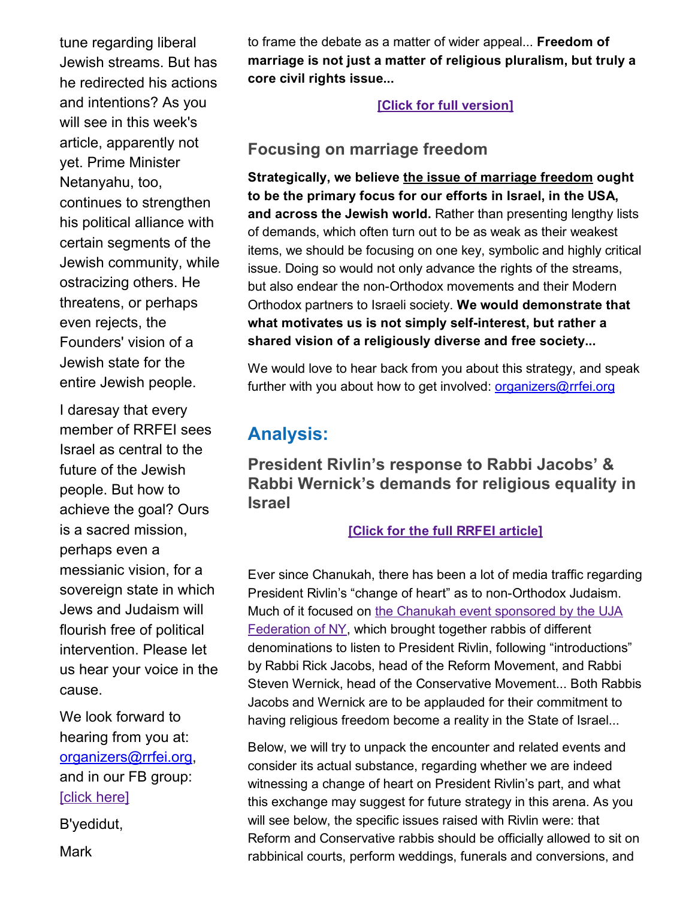tune regarding liberal Jewish streams. But has he redirected his actions and intentions? As you will see in this week's article, apparently not yet. Prime Minister Netanyahu, too, continues to strengthen his political alliance with certain segments of the Jewish community, while ostracizing others. He threatens, or perhaps even rejects, the Founders' vision of a Jewish state for the entire Jewish people.

I daresay that every member of RRFEI sees Israel as central to the future of the Jewish people. But how to achieve the goal? Ours is a sacred mission, perhaps even a messianic vision, for a sovereign state in which Jews and Judaism will flourish free of political intervention. Please let us hear your voice in the cause.

We look forward to hearing from you at: organizers@rrfei.org, and in our FB group: [click here]

B'yedidut,

Mark

to frame the debate as a matter of wider appeal... **Freedom of marriage is not just a matter of religious pluralism, but truly a core civil rights issue...**

[Click for full version]

### Focusing on marriage freedom

**Strategically, we believe the issue of marriage freedom ought to be the primary focus for our efforts in Israel, in the USA, and across the Jewish world.** Rather than presenting lengthy lists of demands, which often turn out to be as weak as their weakest items, we should be focusing on one key, symbolic and highly critical issue. Doing so would not only advance the rights of the streams, but also endear the non-Orthodox movements and their Modern Orthodox partners to Israeli society. **We would demonstrate that what motivates us is not simply self-interest, but rather a shared vision of a religiously diverse and free society...**

We would love to hear back from you about this strategy, and speak further with you about how to get involved: organizers@rrfei.org

## Analysis:

### President Rivlin's response to Rabbi Jacobs' & Rabbi Wernick's demands for religious equality in Israel

[Click for the full RRFEI article]

Ever since Chanukah, there has been a lot of media traffic regarding President Rivlin's "change of heart" as to non-Orthodox Judaism. Much of it focused on the Chanukah event sponsored by the UJA Federation of NY, which brought together rabbis of different denominations to listen to President Rivlin, following "introductions" by Rabbi Rick Jacobs, head of the Reform Movement, and Rabbi Steven Wernick, head of the Conservative Movement... Both Rabbis Jacobs and Wernick are to be applauded for their commitment to having religious freedom become a reality in the State of Israel...

Below, we will try to unpack the encounter and related events and consider its actual substance, regarding whether we are indeed witnessing a change of heart on President Rivlin's part, and what this exchange may suggest for future strategy in this arena. As you will see below, the specific issues raised with Rivlin were: that Reform and Conservative rabbis should be officially allowed to sit on rabbinical courts, perform weddings, funerals and conversions, and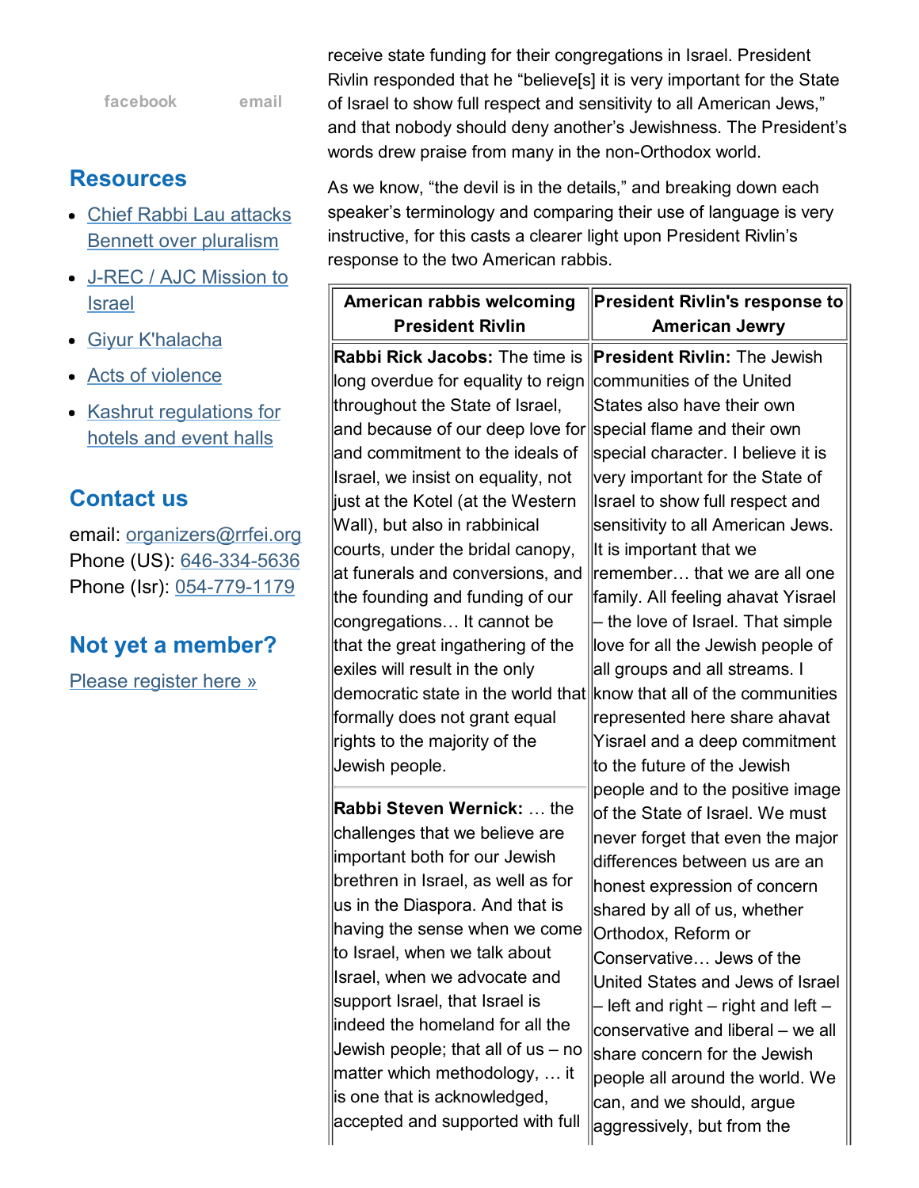receive state funding for their congregations in Israel. President Rivlin responded that he "believe[s] it is very important for the State of Israel to show full respect and sensitivity to all American Jews," and that nobody should deny another's Jewishness. The President's words drew praise from many in the non-Orthodox world.

As we know, "the devil is in the details," and breaking down each speaker's terminology and comparing their use of language is very instructive, for this casts a clearer light upon President Rivlin's response to the two American rabbis.

| American rabbis welcoming President Rivlin | President Rivlin's response to American Jewry |
|---|---|
| **Rabbi Rick Jacobs:** The time is long overdue for equality to reign throughout the State of Israel, and because of our deep love for and commitment to the ideals of Israel, we insist on equality, not just at the Kotel (at the Western Wall), but also in rabbinical courts, under the bridal canopy, at funerals and conversions, and the founding and funding of our congregations… It cannot be that the great ingathering of the exiles will result in the only democratic state in the world that formally does not grant equal rights to the majority of the Jewish people.<br><br>**Rabbi Steven Wernick:** … the challenges that we believe are important both for our Jewish brethren in Israel, as well as for us in the Diaspora. And that is having the sense when we come to Israel, when we talk about Israel, when we advocate and support Israel, that Israel is indeed the homeland for all the Jewish people; that all of us – no matter which methodology, … it is one that is acknowledged, accepted and supported with full | **President Rivlin:** The Jewish communities of the United States also have their own special flame and their own special character. I believe it is very important for the State of Israel to show full respect and sensitivity to all American Jews. It is important that we remember… that we are all one family. All feeling ahavat Yisrael – the love of Israel. That simple love for all the Jewish people of all groups and all streams. I know that all of the communities represented here share ahavat Yisrael and a deep commitment to the future of the Jewish people and to the positive image of the State of Israel. We must never forget that even the major differences between us are an honest expression of concern shared by all of us, whether Orthodox, Reform or Conservative… Jews of the United States and Jews of Israel – left and right – right and left – conservative and liberal – we all share concern for the Jewish people all around the world. We can, and we should, argue aggressively, but from the |

facebook email

## Resources

- Chief Rabbi Lau attacks Bennett over pluralism
- J-REC / AJC Mission to Israel
- Giyur K'halacha
- Acts of violence
- Kashrut regulations for hotels and event halls

## Contact us

email: organizers@rrfei.org
Phone (US): 646-334-5636
Phone (Isr): 054-779-1179

## Not yet a member?

Please register here »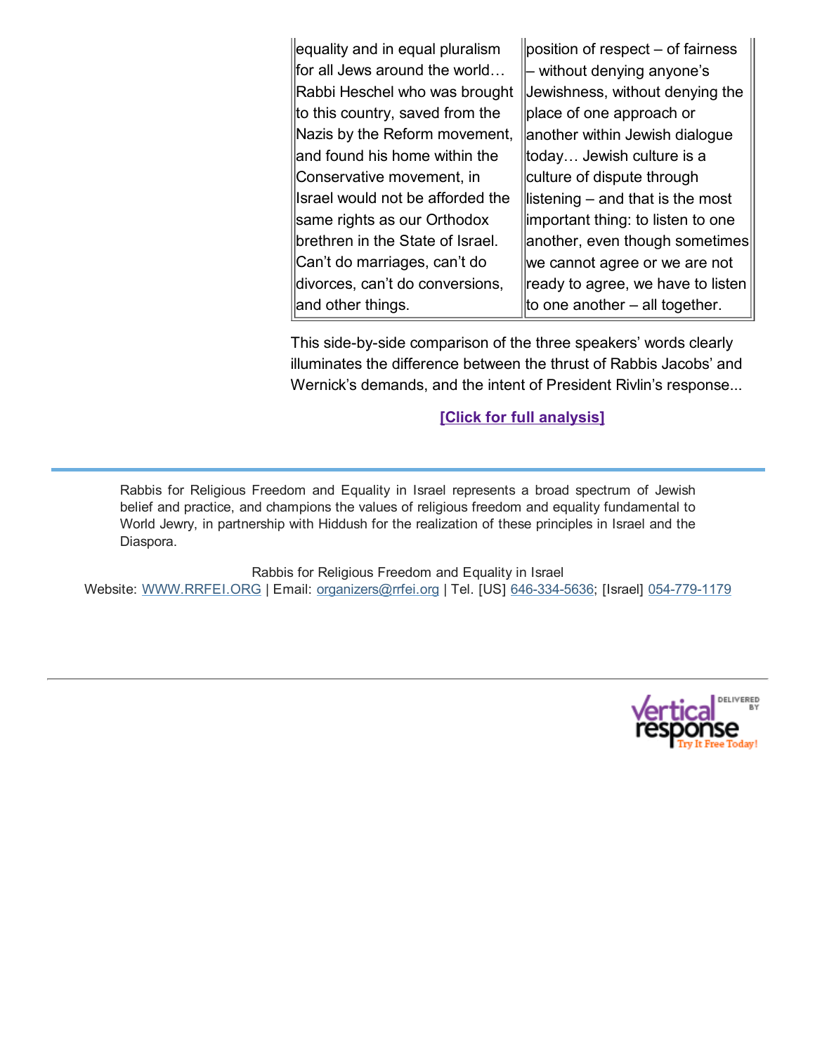| | |
|---|---|
| equality and in equal pluralism for all Jews around the world… Rabbi Heschel who was brought to this country, saved from the Nazis by the Reform movement, and found his home within the Conservative movement, in Israel would not be afforded the same rights as our Orthodox brethren in the State of Israel. Can't do marriages, can't do divorces, can't do conversions, and other things. | position of respect – of fairness – without denying anyone's Jewishness, without denying the place of one approach or another within Jewish dialogue today… Jewish culture is a culture of dispute through listening – and that is the most important thing: to listen to one another, even though sometimes we cannot agree or we are not ready to agree, we have to listen to one another – all together. |

This side-by-side comparison of the three speakers' words clearly illuminates the difference between the thrust of Rabbis Jacobs' and Wernick's demands, and the intent of President Rivlin's response...

**[Click for full analysis]**

---

Rabbis for Religious Freedom and Equality in Israel represents a broad spectrum of Jewish belief and practice, and champions the values of religious freedom and equality fundamental to World Jewry, in partnership with Hiddush for the realization of these principles in Israel and the Diaspora.

Rabbis for Religious Freedom and Equality in Israel
Website: WWW.RRFEI.ORG | Email: organizers@rrfei.org | Tel. [US] 646-334-5636; [Israel] 054-779-1179

Vertical response DELIVERED BY Try It Free Today!